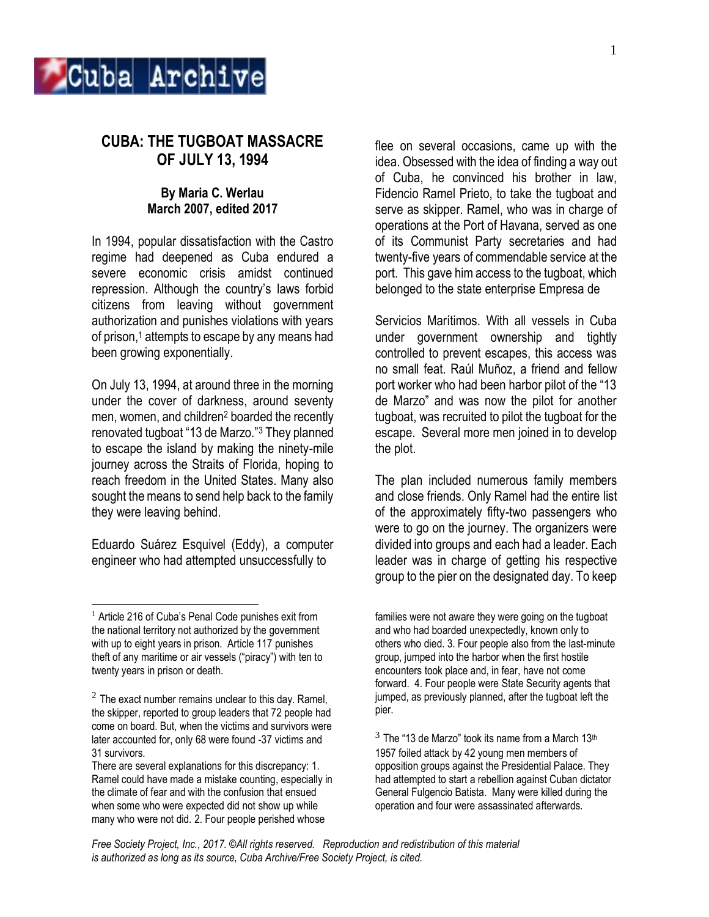# CUBA: THE TUGBOAT MASSACRE OF JULY 13, 1994

**By Maria C. Werlau**
**March 2007, edited 2017**

In 1994, popular dissatisfaction with the Castro regime had deepened as Cuba endured a severe economic crisis amidst continued repression. Although the country's laws forbid citizens from leaving without government authorization and punishes violations with years of prison,[1] attempts to escape by any means had been growing exponentially.

On July 13, 1994, at around three in the morning under the cover of darkness, around seventy men, women, and children[2] boarded the recently renovated tugboat "13 de Marzo."[3] They planned to escape the island by making the ninety-mile journey across the Straits of Florida, hoping to reach freedom in the United States. Many also sought the means to send help back to the family they were leaving behind.

Eduardo Suárez Esquivel (Eddy), a computer engineer who had attempted unsuccessfully to flee on several occasions, came up with the idea. Obsessed with the idea of finding a way out of Cuba, he convinced his brother in law, Fidencio Ramel Prieto, to take the tugboat and serve as skipper. Ramel, who was in charge of operations at the Port of Havana, served as one of its Communist Party secretaries and had twenty-five years of commendable service at the port. This gave him access to the tugboat, which belonged to the state enterprise Empresa de Servicios Marítimos. With all vessels in Cuba under government ownership and tightly controlled to prevent escapes, this access was no small feat. Raúl Muñoz, a friend and fellow port worker who had been harbor pilot of the "13 de Marzo" and was now the pilot for another tugboat, was recruited to pilot the tugboat for the escape. Several more men joined in to develop the plot.

The plan included numerous family members and close friends. Only Ramel had the entire list of the approximately fifty-two passengers who were to go on the journey. The organizers were divided into groups and each had a leader. Each leader was in charge of getting his respective group to the pier on the designated day. To keep

---

[1] Article 216 of Cuba's Penal Code punishes exit from the national territory not authorized by the government with up to eight years in prison. Article 117 punishes theft of any maritime or air vessels ("piracy") with ten to twenty years in prison or death.

[2] The exact number remains unclear to this day. Ramel, the skipper, reported to group leaders that 72 people had come on board. But, when the victims and survivors were later accounted for, only 68 were found -37 victims and 31 survivors.
There are several explanations for this discrepancy: 1. Ramel could have made a mistake counting, especially in the climate of fear and with the confusion that ensued when some who were expected did not show up while many who were not did. 2. Four people perished whose families were not aware they were going on the tugboat and who had boarded unexpectedly, known only to others who died. 3. Four people also from the last-minute group, jumped into the harbor when the first hostile encounters took place and, in fear, have not come forward. 4. Four people were State Security agents that jumped, as previously planned, after the tugboat left the pier.

[3] The "13 de Marzo" took its name from a March 13th 1957 foiled attack by 42 young men members of opposition groups against the Presidential Palace. They had attempted to start a rebellion against Cuban dictator General Fulgencio Batista. Many were killed during the operation and four were assassinated afterwards.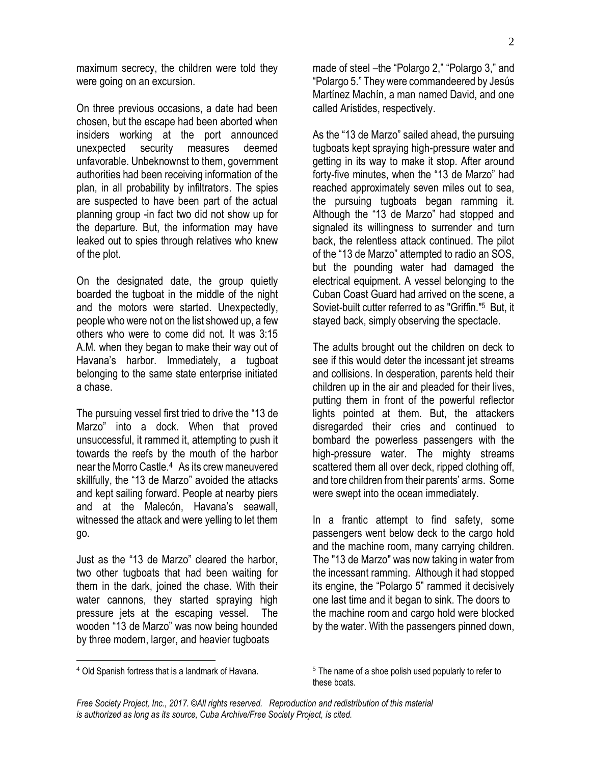maximum secrecy, the children were told they were going on an excursion.

On three previous occasions, a date had been chosen, but the escape had been aborted when insiders working at the port announced unexpected security measures deemed unfavorable. Unbeknownst to them, government authorities had been receiving information of the plan, in all probability by infiltrators. The spies are suspected to have been part of the actual planning group -in fact two did not show up for the departure. But, the information may have leaked out to spies through relatives who knew of the plot.

On the designated date, the group quietly boarded the tugboat in the middle of the night and the motors were started. Unexpectedly, people who were not on the list showed up, a few others who were to come did not. It was 3:15 A.M. when they began to make their way out of Havana's harbor. Immediately, a tugboat belonging to the same state enterprise initiated a chase.

The pursuing vessel first tried to drive the "13 de Marzo" into a dock. When that proved unsuccessful, it rammed it, attempting to push it towards the reefs by the mouth of the harbor near the Morro Castle.[4] As its crew maneuvered skillfully, the "13 de Marzo" avoided the attacks and kept sailing forward. People at nearby piers and at the Malecón, Havana's seawall, witnessed the attack and were yelling to let them go.

Just as the "13 de Marzo" cleared the harbor, two other tugboats that had been waiting for them in the dark, joined the chase. With their water cannons, they started spraying high pressure jets at the escaping vessel. The wooden "13 de Marzo" was now being hounded by three modern, larger, and heavier tugboats made of steel –the "Polargo 2," "Polargo 3," and "Polargo 5." They were commandeered by Jesús Martínez Machín, a man named David, and one called Arístides, respectively.

As the "13 de Marzo" sailed ahead, the pursuing tugboats kept spraying high-pressure water and getting in its way to make it stop. After around forty-five minutes, when the "13 de Marzo" had reached approximately seven miles out to sea, the pursuing tugboats began ramming it. Although the "13 de Marzo" had stopped and signaled its willingness to surrender and turn back, the relentless attack continued. The pilot of the "13 de Marzo" attempted to radio an SOS, but the pounding water had damaged the electrical equipment. A vessel belonging to the Cuban Coast Guard had arrived on the scene, a Soviet-built cutter referred to as "Griffin."[5] But, it stayed back, simply observing the spectacle.

The adults brought out the children on deck to see if this would deter the incessant jet streams and collisions. In desperation, parents held their children up in the air and pleaded for their lives, putting them in front of the powerful reflector lights pointed at them. But, the attackers disregarded their cries and continued to bombard the powerless passengers with the high-pressure water. The mighty streams scattered them all over deck, ripped clothing off, and tore children from their parents' arms. Some were swept into the ocean immediately.

In a frantic attempt to find safety, some passengers went below deck to the cargo hold and the machine room, many carrying children. The "13 de Marzo" was now taking in water from the incessant ramming. Although it had stopped its engine, the "Polargo 5" rammed it decisively one last time and it began to sink. The doors to the machine room and cargo hold were blocked by the water. With the passengers pinned down,

[4] Old Spanish fortress that is a landmark of Havana.

[5] The name of a shoe polish used popularly to refer to these boats.

*Free Society Project, Inc., 2017. ©All rights reserved. Reproduction and redistribution of this material is authorized as long as its source, Cuba Archive/Free Society Project, is cited.*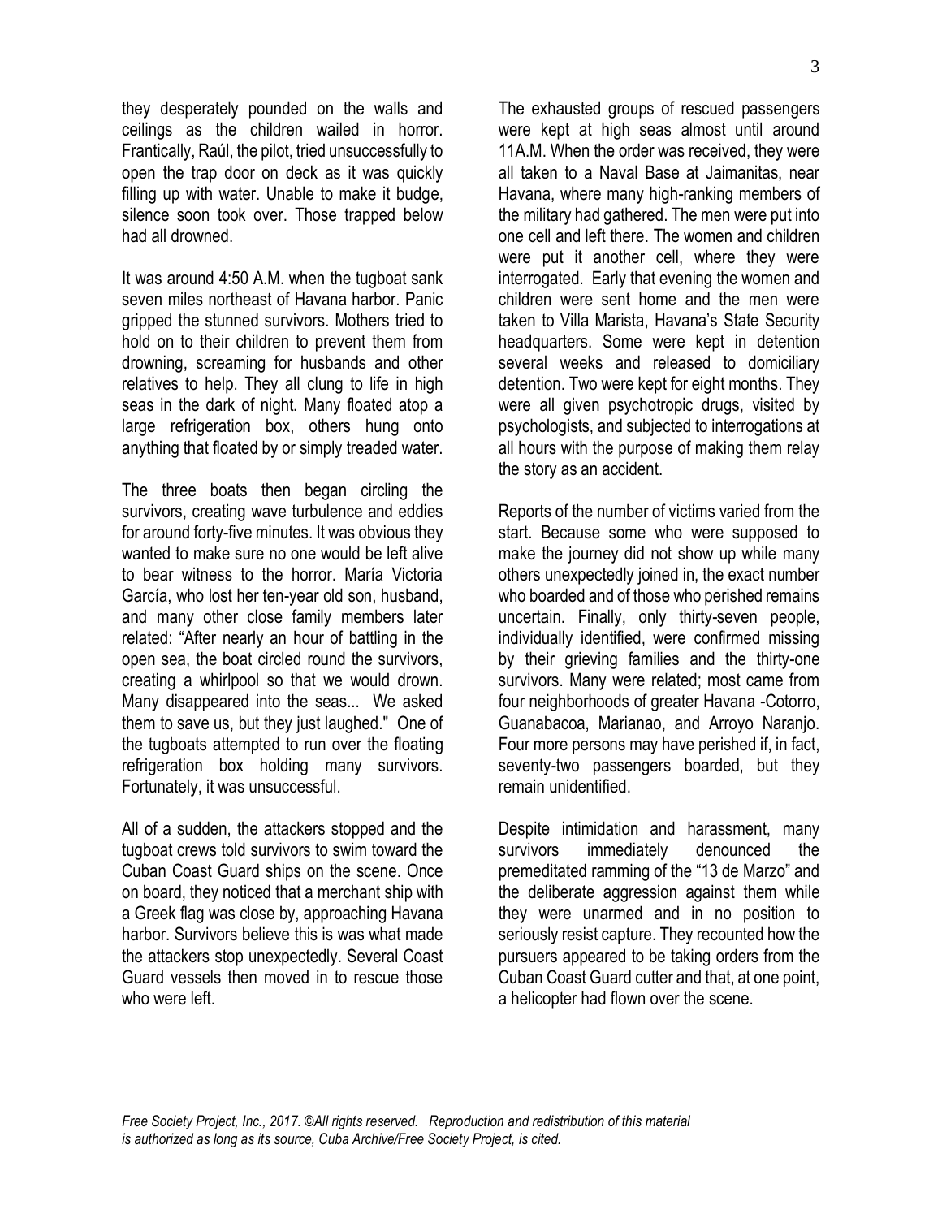they desperately pounded on the walls and ceilings as the children wailed in horror. Frantically, Raúl, the pilot, tried unsuccessfully to open the trap door on deck as it was quickly filling up with water. Unable to make it budge, silence soon took over. Those trapped below had all drowned.

It was around 4:50 A.M. when the tugboat sank seven miles northeast of Havana harbor. Panic gripped the stunned survivors. Mothers tried to hold on to their children to prevent them from drowning, screaming for husbands and other relatives to help. They all clung to life in high seas in the dark of night. Many floated atop a large refrigeration box, others hung onto anything that floated by or simply treaded water.

The three boats then began circling the survivors, creating wave turbulence and eddies for around forty-five minutes. It was obvious they wanted to make sure no one would be left alive to bear witness to the horror. María Victoria García, who lost her ten-year old son, husband, and many other close family members later related: "After nearly an hour of battling in the open sea, the boat circled round the survivors, creating a whirlpool so that we would drown. Many disappeared into the seas... We asked them to save us, but they just laughed." One of the tugboats attempted to run over the floating refrigeration box holding many survivors. Fortunately, it was unsuccessful.

All of a sudden, the attackers stopped and the tugboat crews told survivors to swim toward the Cuban Coast Guard ships on the scene. Once on board, they noticed that a merchant ship with a Greek flag was close by, approaching Havana harbor. Survivors believe this is was what made the attackers stop unexpectedly. Several Coast Guard vessels then moved in to rescue those who were left.

The exhausted groups of rescued passengers were kept at high seas almost until around 11A.M. When the order was received, they were all taken to a Naval Base at Jaimanitas, near Havana, where many high-ranking members of the military had gathered. The men were put into one cell and left there. The women and children were put it another cell, where they were interrogated. Early that evening the women and children were sent home and the men were taken to Villa Marista, Havana's State Security headquarters. Some were kept in detention several weeks and released to domiciliary detention. Two were kept for eight months. They were all given psychotropic drugs, visited by psychologists, and subjected to interrogations at all hours with the purpose of making them relay the story as an accident.

Reports of the number of victims varied from the start. Because some who were supposed to make the journey did not show up while many others unexpectedly joined in, the exact number who boarded and of those who perished remains uncertain. Finally, only thirty-seven people, individually identified, were confirmed missing by their grieving families and the thirty-one survivors. Many were related; most came from four neighborhoods of greater Havana -Cotorro, Guanabacoa, Marianao, and Arroyo Naranjo. Four more persons may have perished if, in fact, seventy-two passengers boarded, but they remain unidentified.

Despite intimidation and harassment, many survivors immediately denounced the premeditated ramming of the "13 de Marzo" and the deliberate aggression against them while they were unarmed and in no position to seriously resist capture. They recounted how the pursuers appeared to be taking orders from the Cuban Coast Guard cutter and that, at one point, a helicopter had flown over the scene.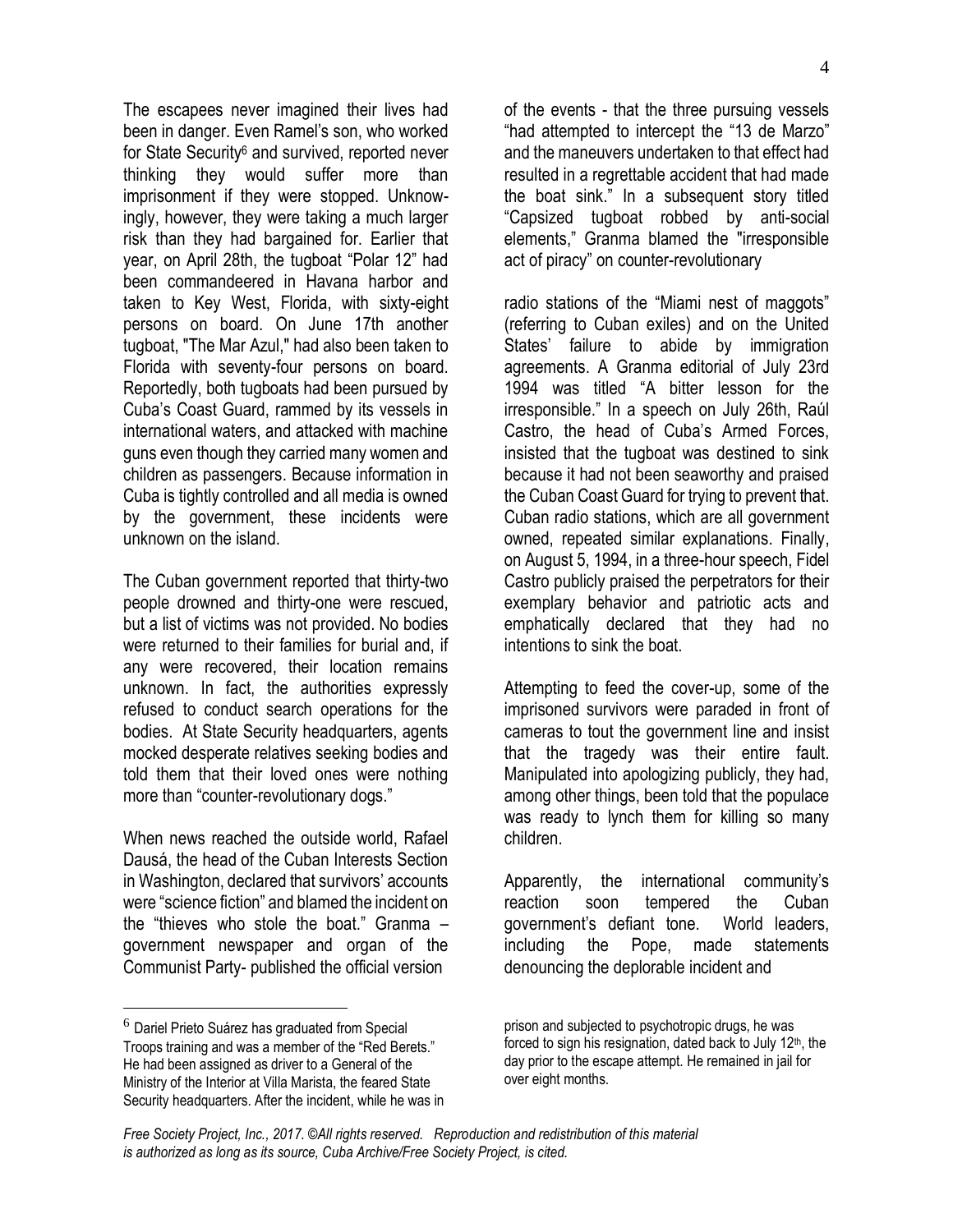The escapees never imagined their lives had been in danger. Even Ramel's son, who worked for State Security[6] and survived, reported never thinking they would suffer more than imprisonment if they were stopped. Unknowingly, however, they were taking a much larger risk than they had bargained for. Earlier that year, on April 28th, the tugboat "Polar 12" had been commandeered in Havana harbor and taken to Key West, Florida, with sixty-eight persons on board. On June 17th another tugboat, "The Mar Azul," had also been taken to Florida with seventy-four persons on board. Reportedly, both tugboats had been pursued by Cuba's Coast Guard, rammed by its vessels in international waters, and attacked with machine guns even though they carried many women and children as passengers. Because information in Cuba is tightly controlled and all media is owned by the government, these incidents were unknown on the island.

The Cuban government reported that thirty-two people drowned and thirty-one were rescued, but a list of victims was not provided. No bodies were returned to their families for burial and, if any were recovered, their location remains unknown. In fact, the authorities expressly refused to conduct search operations for the bodies. At State Security headquarters, agents mocked desperate relatives seeking bodies and told them that their loved ones were nothing more than "counter-revolutionary dogs."

When news reached the outside world, Rafael Dausá, the head of the Cuban Interests Section in Washington, declared that survivors' accounts were "science fiction" and blamed the incident on the "thieves who stole the boat." Granma – government newspaper and organ of the Communist Party- published the official version of the events - that the three pursuing vessels "had attempted to intercept the "13 de Marzo" and the maneuvers undertaken to that effect had resulted in a regrettable accident that had made the boat sink." In a subsequent story titled "Capsized tugboat robbed by anti-social elements," Granma blamed the "irresponsible act of piracy" on counter-revolutionary radio stations of the "Miami nest of maggots" (referring to Cuban exiles) and on the United States' failure to abide by immigration agreements. A Granma editorial of July 23rd 1994 was titled "A bitter lesson for the irresponsible." In a speech on July 26th, Raúl Castro, the head of Cuba's Armed Forces, insisted that the tugboat was destined to sink because it had not been seaworthy and praised the Cuban Coast Guard for trying to prevent that. Cuban radio stations, which are all government owned, repeated similar explanations. Finally, on August 5, 1994, in a three-hour speech, Fidel Castro publicly praised the perpetrators for their exemplary behavior and patriotic acts and emphatically declared that they had no intentions to sink the boat.

Attempting to feed the cover-up, some of the imprisoned survivors were paraded in front of cameras to tout the government line and insist that the tragedy was their entire fault. Manipulated into apologizing publicly, they had, among other things, been told that the populace was ready to lynch them for killing so many children.

Apparently, the international community's reaction soon tempered the Cuban government's defiant tone. World leaders, including the Pope, made statements denouncing the deplorable incident and

---

[6] Dariel Prieto Suárez has graduated from Special Troops training and was a member of the "Red Berets." He had been assigned as driver to a General of the Ministry of the Interior at Villa Marista, the feared State Security headquarters. After the incident, while he was in prison and subjected to psychotropic drugs, he was forced to sign his resignation, dated back to July 12th, the day prior to the escape attempt. He remained in jail for over eight months.

*Free Society Project, Inc., 2017. ©All rights reserved. Reproduction and redistribution of this material is authorized as long as its source, Cuba Archive/Free Society Project, is cited.*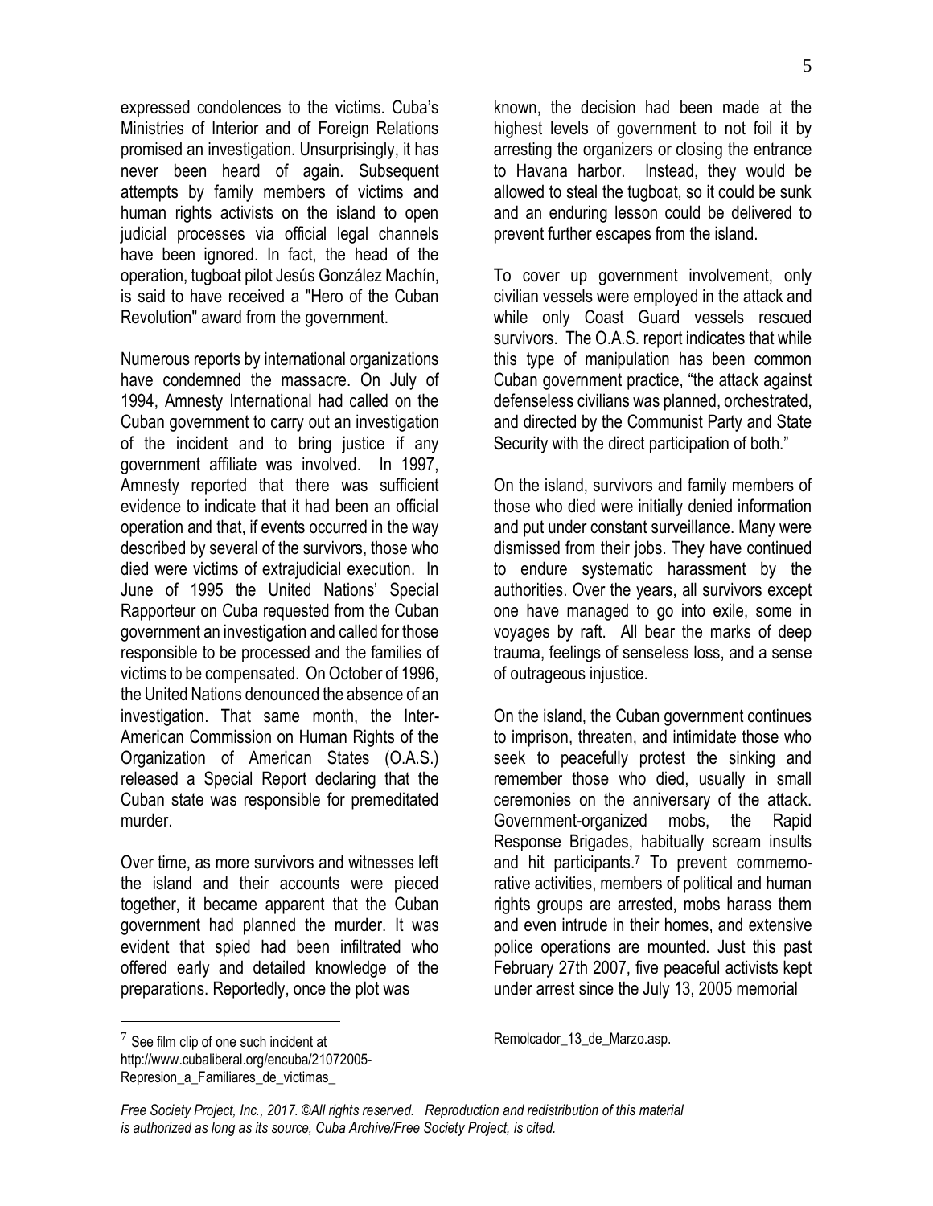expressed condolences to the victims. Cuba's Ministries of Interior and of Foreign Relations promised an investigation. Unsurprisingly, it has never been heard of again. Subsequent attempts by family members of victims and human rights activists on the island to open judicial processes via official legal channels have been ignored. In fact, the head of the operation, tugboat pilot Jesús González Machín, is said to have received a "Hero of the Cuban Revolution" award from the government.

Numerous reports by international organizations have condemned the massacre. On July of 1994, Amnesty International had called on the Cuban government to carry out an investigation of the incident and to bring justice if any government affiliate was involved. In 1997, Amnesty reported that there was sufficient evidence to indicate that it had been an official operation and that, if events occurred in the way described by several of the survivors, those who died were victims of extrajudicial execution. In June of 1995 the United Nations' Special Rapporteur on Cuba requested from the Cuban government an investigation and called for those responsible to be processed and the families of victims to be compensated. On October of 1996, the United Nations denounced the absence of an investigation. That same month, the Inter-American Commission on Human Rights of the Organization of American States (O.A.S.) released a Special Report declaring that the Cuban state was responsible for premeditated murder.

Over time, as more survivors and witnesses left the island and their accounts were pieced together, it became apparent that the Cuban government had planned the murder. It was evident that spied had been infiltrated who offered early and detailed knowledge of the preparations. Reportedly, once the plot was known, the decision had been made at the highest levels of government to not foil it by arresting the organizers or closing the entrance to Havana harbor. Instead, they would be allowed to steal the tugboat, so it could be sunk and an enduring lesson could be delivered to prevent further escapes from the island.

To cover up government involvement, only civilian vessels were employed in the attack and while only Coast Guard vessels rescued survivors. The O.A.S. report indicates that while this type of manipulation has been common Cuban government practice, "the attack against defenseless civilians was planned, orchestrated, and directed by the Communist Party and State Security with the direct participation of both."

On the island, survivors and family members of those who died were initially denied information and put under constant surveillance. Many were dismissed from their jobs. They have continued to endure systematic harassment by the authorities. Over the years, all survivors except one have managed to go into exile, some in voyages by raft. All bear the marks of deep trauma, feelings of senseless loss, and a sense of outrageous injustice.

On the island, the Cuban government continues to imprison, threaten, and intimidate those who seek to peacefully protest the sinking and remember those who died, usually in small ceremonies on the anniversary of the attack. Government-organized mobs, the Rapid Response Brigades, habitually scream insults and hit participants.[7] To prevent commemorative activities, members of political and human rights groups are arrested, mobs harass them and even intrude in their homes, and extensive police operations are mounted. Just this past February 27th 2007, five peaceful activists kept under arrest since the July 13, 2005 memorial

[7] See film clip of one such incident at http://www.cubaliberal.org/encuba/21072005-Represion_a_Familiares_de_victimas_Remolcador_13_de_Marzo.asp.

*Free Society Project, Inc., 2017. ©All rights reserved. Reproduction and redistribution of this material is authorized as long as its source, Cuba Archive/Free Society Project, is cited.*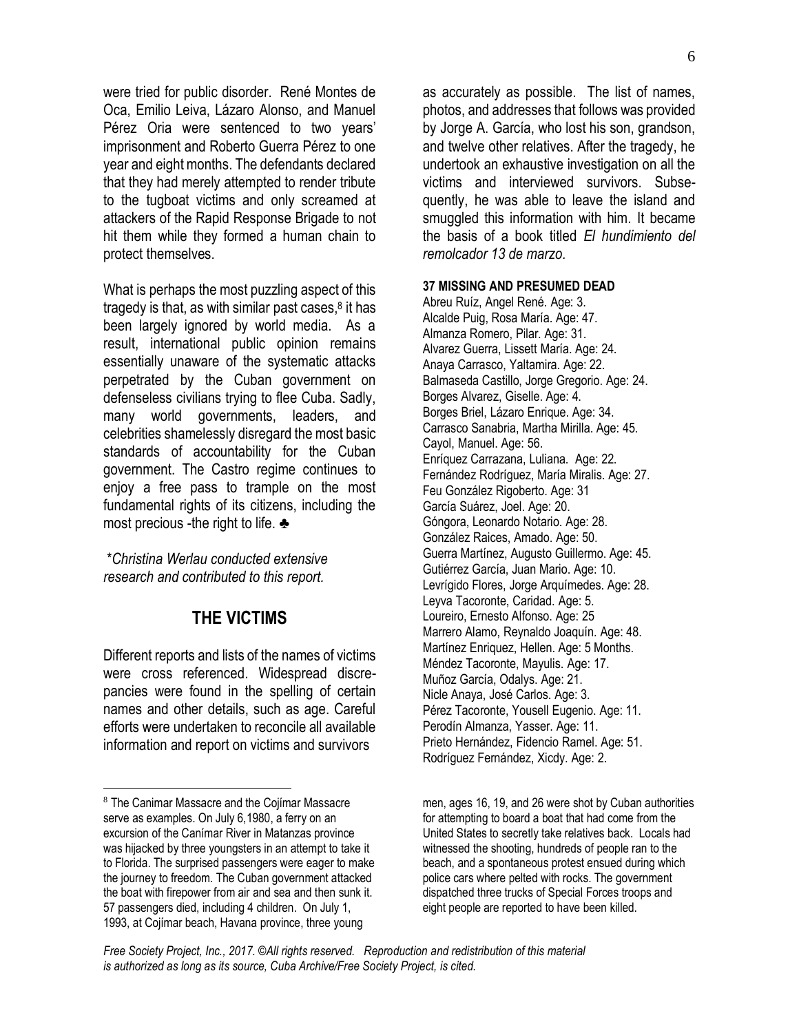were tried for public disorder. René Montes de Oca, Emilio Leiva, Lázaro Alonso, and Manuel Pérez Oria were sentenced to two years' imprisonment and Roberto Guerra Pérez to one year and eight months. The defendants declared that they had merely attempted to render tribute to the tugboat victims and only screamed at attackers of the Rapid Response Brigade to not hit them while they formed a human chain to protect themselves.

What is perhaps the most puzzling aspect of this tragedy is that, as with similar past cases,[8] it has been largely ignored by world media. As a result, international public opinion remains essentially unaware of the systematic attacks perpetrated by the Cuban government on defenseless civilians trying to flee Cuba. Sadly, many world governments, leaders, and celebrities shamelessly disregard the most basic standards of accountability for the Cuban government. The Castro regime continues to enjoy a free pass to trample on the most fundamental rights of its citizens, including the most precious -the right to life. ♣

*\*Christina Werlau conducted extensive research and contributed to this report.*

## THE VICTIMS

Different reports and lists of the names of victims were cross referenced. Widespread discrepancies were found in the spelling of certain names and other details, such as age. Careful efforts were undertaken to reconcile all available information and report on victims and survivors as accurately as possible. The list of names, photos, and addresses that follows was provided by Jorge A. García, who lost his son, grandson, and twelve other relatives. After the tragedy, he undertook an exhaustive investigation on all the victims and interviewed survivors. Subsequently, he was able to leave the island and smuggled this information with him. It became the basis of a book titled *El hundimiento del remolcador 13 de marzo*.

**37 MISSING AND PRESUMED DEAD**

Abreu Ruíz, Angel René. Age: 3.
Alcalde Puig, Rosa María. Age: 47.
Almanza Romero, Pilar. Age: 31.
Alvarez Guerra, Lissett María. Age: 24.
Anaya Carrasco, Yaltamira. Age: 22.
Balmaseda Castillo, Jorge Gregorio. Age: 24.
Borges Alvarez, Giselle. Age: 4.
Borges Briel, Lázaro Enrique. Age: 34.
Carrasco Sanabria, Martha Mirilla. Age: 45.
Cayol, Manuel. Age: 56.
Enríquez Carrazana, Luliana. Age: 22.
Fernández Rodríguez, María Miralis. Age: 27.
Feu González Rigoberto. Age: 31
García Suárez, Joel. Age: 20.
Góngora, Leonardo Notario. Age: 28.
González Raices, Amado. Age: 50.
Guerra Martínez, Augusto Guillermo. Age: 45.
Gutiérrez García, Juan Mario. Age: 10.
Levrígido Flores, Jorge Arquímedes. Age: 28.
Leyva Tacoronte, Caridad. Age: 5.
Loureiro, Ernesto Alfonso. Age: 25
Marrero Alamo, Reynaldo Joaquín. Age: 48.
Martínez Enriquez, Hellen. Age: 5 Months.
Méndez Tacoronte, Mayulis. Age: 17.
Muñoz García, Odalys. Age: 21.
Nicle Anaya, José Carlos. Age: 3.
Pérez Tacoronte, Yousell Eugenio. Age: 11.
Perodín Almanza, Yasser. Age: 11.
Prieto Hernández, Fidencio Ramel. Age: 51.
Rodríguez Fernández, Xicdy. Age: 2.

---

[8] The Canimar Massacre and the Cojímar Massacre serve as examples. On July 6,1980, a ferry on an excursion of the Canímar River in Matanzas province was hijacked by three youngsters in an attempt to take it to Florida. The surprised passengers were eager to make the journey to freedom. The Cuban government attacked the boat with firepower from air and sea and then sunk it. 57 passengers died, including 4 children. On July 1, 1993, at Cojímar beach, Havana province, three young men, ages 16, 19, and 26 were shot by Cuban authorities for attempting to board a boat that had come from the United States to secretly take relatives back. Locals had witnessed the shooting, hundreds of people ran to the beach, and a spontaneous protest ensued during which police cars where pelted with rocks. The government dispatched three trucks of Special Forces troops and eight people are reported to have been killed.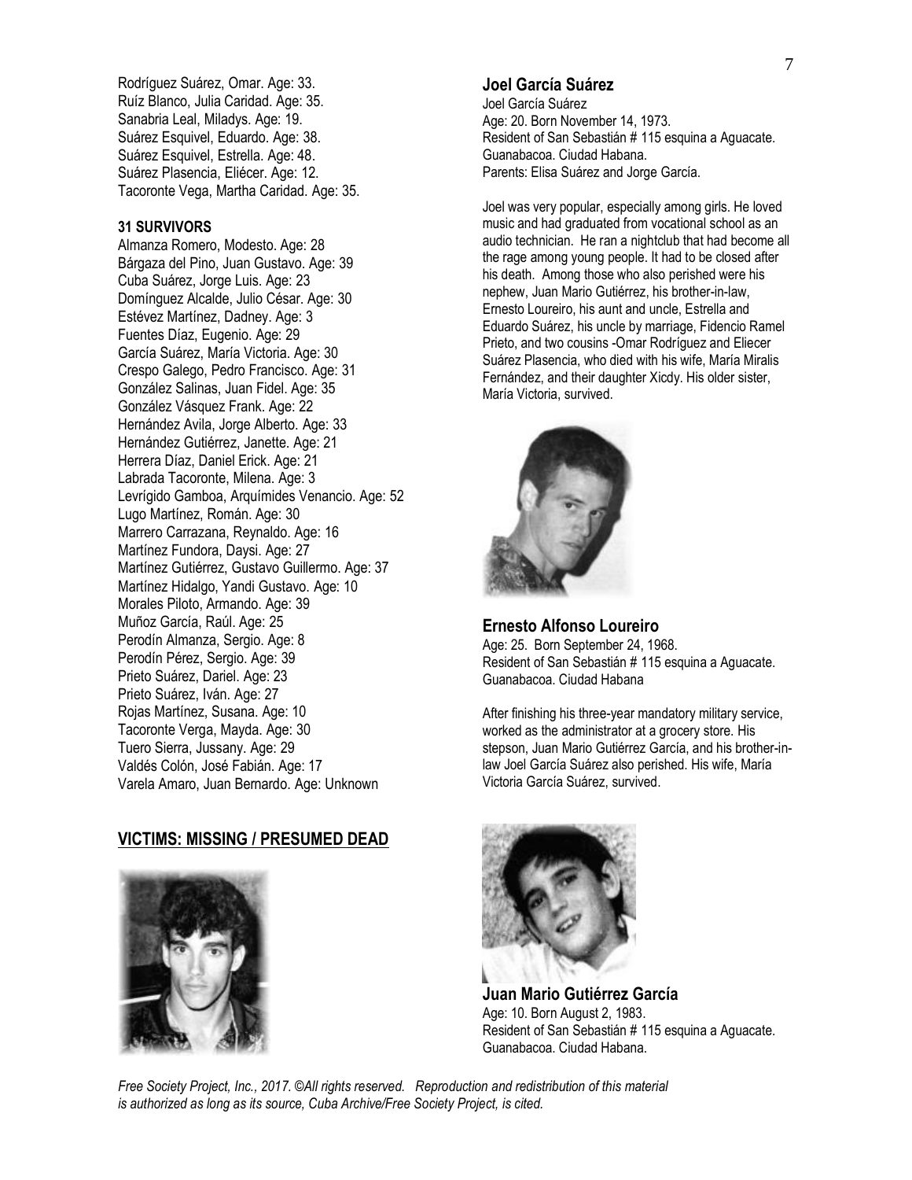Rodríguez Suárez, Omar. Age: 33.
Ruíz Blanco, Julia Caridad. Age: 35.
Sanabria Leal, Miladys. Age: 19.
Suárez Esquivel, Eduardo. Age: 38.
Suárez Esquivel, Estrella. Age: 48.
Suárez Plasencia, Eliécer. Age: 12.
Tacoronte Vega, Martha Caridad. Age: 35.

**31 SURVIVORS**

Almanza Romero, Modesto. Age: 28
Bárgaza del Pino, Juan Gustavo. Age: 39
Cuba Suárez, Jorge Luis. Age: 23
Domínguez Alcalde, Julio César. Age: 30
Estévez Martínez, Dadney. Age: 3
Fuentes Díaz, Eugenio. Age: 29
García Suárez, María Victoria. Age: 30
Crespo Galego, Pedro Francisco. Age: 31
González Salinas, Juan Fidel. Age: 35
González Vásquez Frank. Age: 22
Hernández Avila, Jorge Alberto. Age: 33
Hernández Gutiérrez, Janette. Age: 21
Herrera Díaz, Daniel Erick. Age: 21
Labrada Tacoronte, Milena. Age: 3
Levrígido Gamboa, Arquímides Venancio. Age: 52
Lugo Martínez, Román. Age: 30
Marrero Carrazana, Reynaldo. Age: 16
Martínez Fundora, Daysi. Age: 27
Martínez Gutiérrez, Gustavo Guillermo. Age: 37
Martínez Hidalgo, Yandi Gustavo. Age: 10
Morales Piloto, Armando. Age: 39
Muñoz García, Raúl. Age: 25
Perodín Almanza, Sergio. Age: 8
Perodín Pérez, Sergio. Age: 39
Prieto Suárez, Dariel. Age: 23
Prieto Suárez, Iván. Age: 27
Rojas Martínez, Susana. Age: 10
Tacoronte Verga, Mayda. Age: 30
Tuero Sierra, Jussany. Age: 29
Valdés Colón, José Fabián. Age: 17
Varela Amaro, Juan Bernardo. Age: Unknown

## VICTIMS: MISSING / PRESUMED DEAD

### Joel García Suárez

Joel García Suárez
Age: 20. Born November 14, 1973.
Resident of San Sebastián # 115 esquina a Aguacate. Guanabacoa. Ciudad Habana.
Parents: Elisa Suárez and Jorge García.

Joel was very popular, especially among girls. He loved music and had graduated from vocational school as an audio technician. He ran a nightclub that had become all the rage among young people. It had to be closed after his death. Among those who also perished were his nephew, Juan Mario Gutiérrez, his brother-in-law, Ernesto Loureiro, his aunt and uncle, Estrella and Eduardo Suárez, his uncle by marriage, Fidencio Ramel Prieto, and two cousins -Omar Rodríguez and Eliecer Suárez Plasencia, who died with his wife, María Miralis Fernández, and their daughter Xicdy. His older sister, María Victoria, survived.

### Ernesto Alfonso Loureiro

Age: 25. Born September 24, 1968.
Resident of San Sebastián # 115 esquina a Aguacate. Guanabacoa. Ciudad Habana

After finishing his three-year mandatory military service, worked as the administrator at a grocery store. His stepson, Juan Mario Gutiérrez García, and his brother-in-law Joel García Suárez also perished. His wife, María Victoria García Suárez, survived.

### Juan Mario Gutiérrez García

Age: 10. Born August 2, 1983.
Resident of San Sebastián # 115 esquina a Aguacate. Guanabacoa. Ciudad Habana.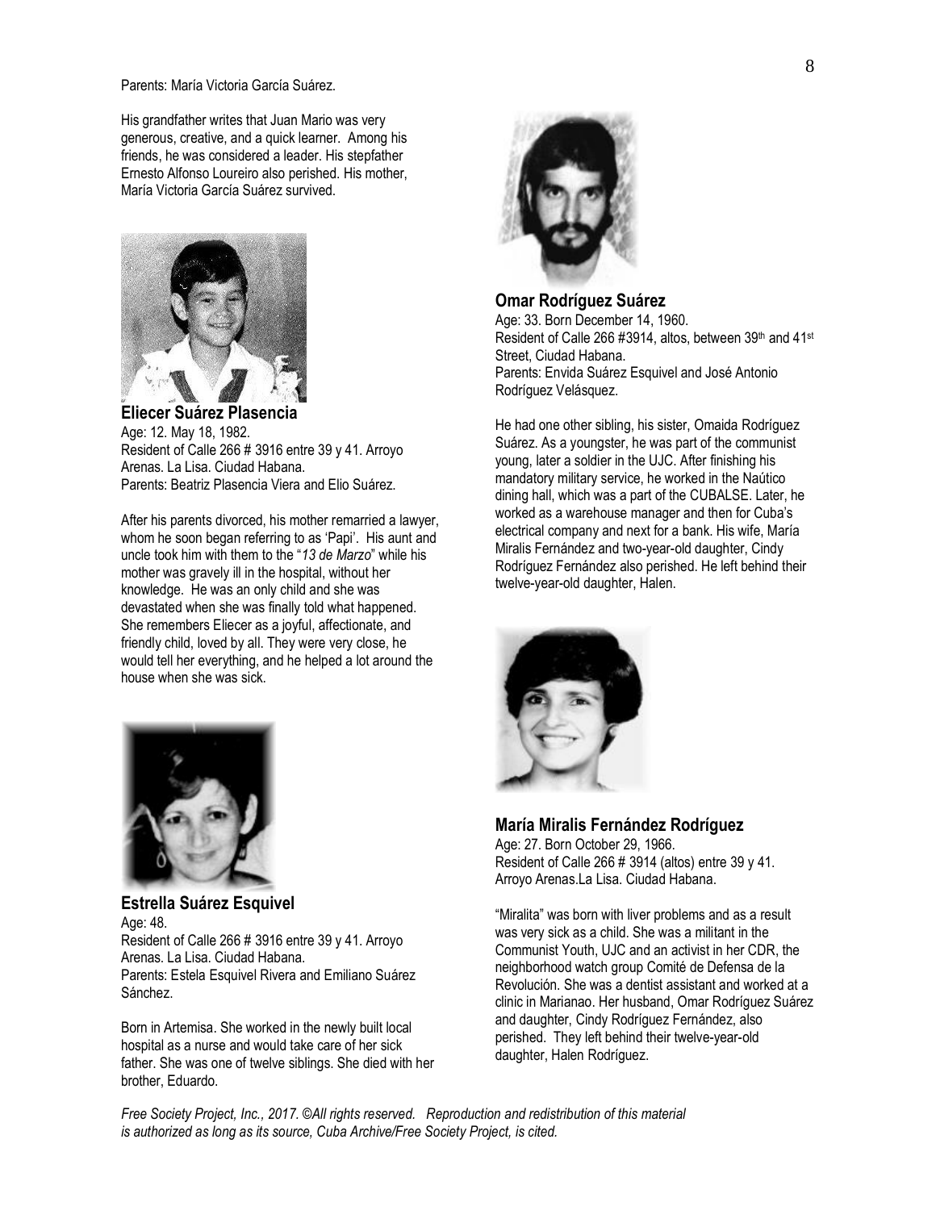Parents: María Victoria García Suárez.

His grandfather writes that Juan Mario was very generous, creative, and a quick learner. Among his friends, he was considered a leader. His stepfather Ernesto Alfonso Loureiro also perished. His mother, María Victoria García Suárez survived.

**Eliecer Suárez Plasencia**
Age: 12. May 18, 1982.
Resident of Calle 266 # 3916 entre 39 y 41. Arroyo Arenas. La Lisa. Ciudad Habana.
Parents: Beatriz Plasencia Viera and Elio Suárez.

After his parents divorced, his mother remarried a lawyer, whom he soon began referring to as 'Papi'. His aunt and uncle took him with them to the "*13 de Marzo*" while his mother was gravely ill in the hospital, without her knowledge. He was an only child and she was devastated when she was finally told what happened. She remembers Eliecer as a joyful, affectionate, and friendly child, loved by all. They were very close, he would tell her everything, and he helped a lot around the house when she was sick.

**Estrella Suárez Esquivel**
Age: 48.
Resident of Calle 266 # 3916 entre 39 y 41. Arroyo Arenas. La Lisa. Ciudad Habana.
Parents: Estela Esquivel Rivera and Emiliano Suárez Sánchez.

Born in Artemisa. She worked in the newly built local hospital as a nurse and would take care of her sick father. She was one of twelve siblings. She died with her brother, Eduardo.

**Omar Rodríguez Suárez**
Age: 33. Born December 14, 1960.
Resident of Calle 266 #3914, altos, between 39th and 41st Street, Ciudad Habana.
Parents: Envida Suárez Esquivel and José Antonio Rodríguez Velásquez.

He had one other sibling, his sister, Omaida Rodríguez Suárez. As a youngster, he was part of the communist young, later a soldier in the UJC. After finishing his mandatory military service, he worked in the Naútico dining hall, which was a part of the CUBALSE. Later, he worked as a warehouse manager and then for Cuba's electrical company and next for a bank. His wife, María Miralis Fernández and two-year-old daughter, Cindy Rodríguez Fernández also perished. He left behind their twelve-year-old daughter, Halen.

**María Miralis Fernández Rodríguez**
Age: 27. Born October 29, 1966.
Resident of Calle 266 # 3914 (altos) entre 39 y 41. Arroyo Arenas.La Lisa. Ciudad Habana.

"Miralita" was born with liver problems and as a result was very sick as a child. She was a militant in the Communist Youth, UJC and an activist in her CDR, the neighborhood watch group Comité de Defensa de la Revolución. She was a dentist assistant and worked at a clinic in Marianao. Her husband, Omar Rodríguez Suárez and daughter, Cindy Rodríguez Fernández, also perished. They left behind their twelve-year-old daughter, Halen Rodríguez.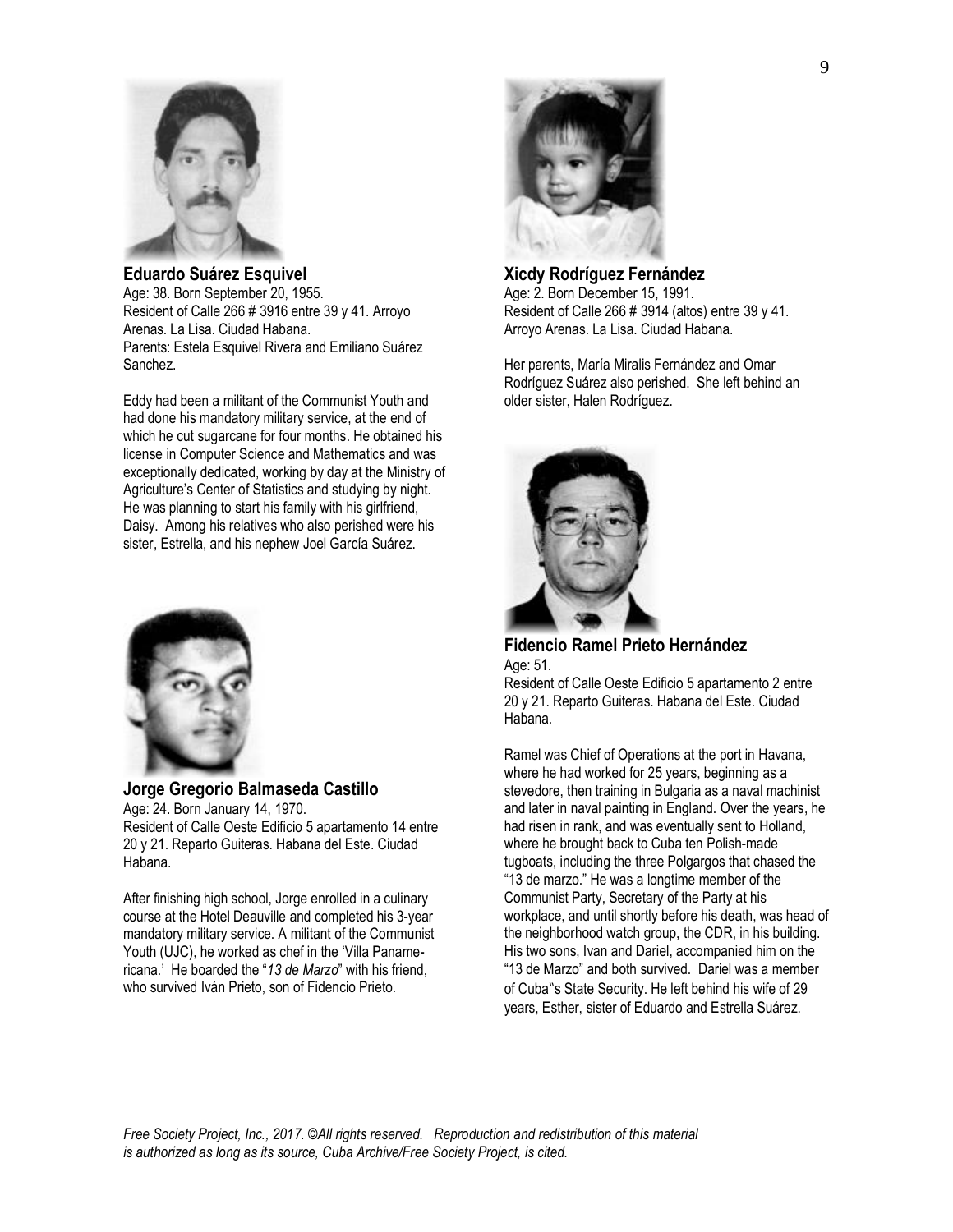**Eduardo Suárez Esquivel**
Age: 38. Born September 20, 1955.
Resident of Calle 266 # 3916 entre 39 y 41. Arroyo Arenas. La Lisa. Ciudad Habana.
Parents: Estela Esquivel Rivera and Emiliano Suárez Sanchez.

Eddy had been a militant of the Communist Youth and had done his mandatory military service, at the end of which he cut sugarcane for four months. He obtained his license in Computer Science and Mathematics and was exceptionally dedicated, working by day at the Ministry of Agriculture's Center of Statistics and studying by night. He was planning to start his family with his girlfriend, Daisy. Among his relatives who also perished were his sister, Estrella, and his nephew Joel García Suárez.

**Jorge Gregorio Balmaseda Castillo**
Age: 24. Born January 14, 1970.
Resident of Calle Oeste Edificio 5 apartamento 14 entre 20 y 21. Reparto Guiteras. Habana del Este. Ciudad Habana.

After finishing high school, Jorge enrolled in a culinary course at the Hotel Deauville and completed his 3-year mandatory military service. A militant of the Communist Youth (UJC), he worked as chef in the 'Villa Panamericana.' He boarded the "*13 de Marzo*" with his friend, who survived Iván Prieto, son of Fidencio Prieto.

**Xicdy Rodríguez Fernández**
Age: 2. Born December 15, 1991.
Resident of Calle 266 # 3914 (altos) entre 39 y 41. Arroyo Arenas. La Lisa. Ciudad Habana.

Her parents, María Miralis Fernández and Omar Rodríguez Suárez also perished. She left behind an older sister, Halen Rodríguez.

**Fidencio Ramel Prieto Hernández**
Age: 51.
Resident of Calle Oeste Edificio 5 apartamento 2 entre 20 y 21. Reparto Guiteras. Habana del Este. Ciudad Habana.

Ramel was Chief of Operations at the port in Havana, where he had worked for 25 years, beginning as a stevedore, then training in Bulgaria as a naval machinist and later in naval painting in England. Over the years, he had risen in rank, and was eventually sent to Holland, where he brought back to Cuba ten Polish-made tugboats, including the three Polgargos that chased the "13 de marzo." He was a longtime member of the Communist Party, Secretary of the Party at his workplace, and until shortly before his death, was head of the neighborhood watch group, the CDR, in his building. His two sons, Ivan and Dariel, accompanied him on the "13 de Marzo" and both survived. Dariel was a member of Cuba"s State Security. He left behind his wife of 29 years, Esther, sister of Eduardo and Estrella Suárez.

*Free Society Project, Inc., 2017. ©All rights reserved. Reproduction and redistribution of this material is authorized as long as its source, Cuba Archive/Free Society Project, is cited.*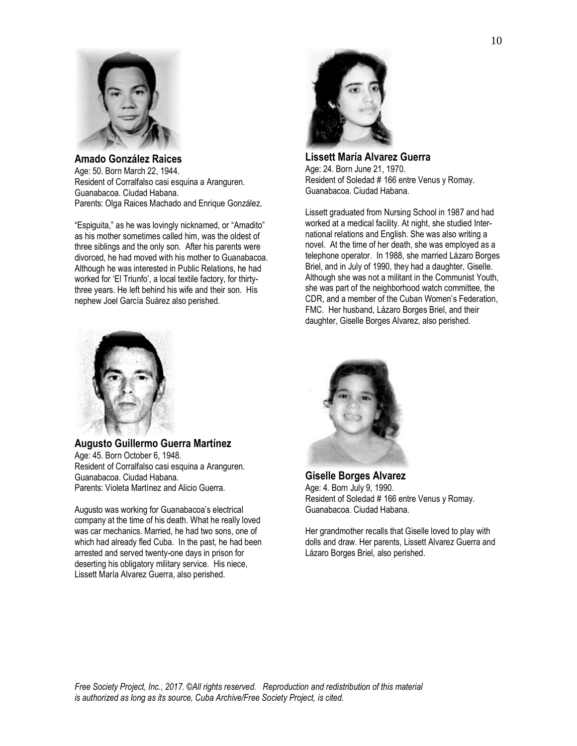**Amado González Raices**
Age: 50. Born March 22, 1944.
Resident of Corralfalso casi esquina a Aranguren.
Guanabacoa. Ciudad Habana.
Parents: Olga Raices Machado and Enrique González.

"Espiguita," as he was lovingly nicknamed, or "Amadito" as his mother sometimes called him, was the oldest of three siblings and the only son. After his parents were divorced, he had moved with his mother to Guanabacoa. Although he was interested in Public Relations, he had worked for 'El Triunfo', a local textile factory, for thirty-three years. He left behind his wife and their son. His nephew Joel García Suárez also perished.

**Augusto Guillermo Guerra Martínez**
Age: 45. Born October 6, 1948.
Resident of Corralfalso casi esquina a Aranguren.
Guanabacoa. Ciudad Habana.
Parents: Violeta Martínez and Alicio Guerra.

Augusto was working for Guanabacoa's electrical company at the time of his death. What he really loved was car mechanics. Married, he had two sons, one of which had already fled Cuba. In the past, he had been arrested and served twenty-one days in prison for deserting his obligatory military service. His niece, Lissett María Alvarez Guerra, also perished.

**Lissett María Alvarez Guerra**
Age: 24. Born June 21, 1970.
Resident of Soledad # 166 entre Venus y Romay.
Guanabacoa. Ciudad Habana.

Lissett graduated from Nursing School in 1987 and had worked at a medical facility. At night, she studied International relations and English. She was also writing a novel. At the time of her death, she was employed as a telephone operator. In 1988, she married Lázaro Borges Briel, and in July of 1990, they had a daughter, Giselle. Although she was not a militant in the Communist Youth, she was part of the neighborhood watch committee, the CDR, and a member of the Cuban Women's Federation, FMC. Her husband, Lázaro Borges Briel, and their daughter, Giselle Borges Alvarez, also perished.

**Giselle Borges Alvarez**
Age: 4. Born July 9, 1990.
Resident of Soledad # 166 entre Venus y Romay.
Guanabacoa. Ciudad Habana.

Her grandmother recalls that Giselle loved to play with dolls and draw. Her parents, Lissett Alvarez Guerra and Lázaro Borges Briel, also perished.

*Free Society Project, Inc., 2017. ©All rights reserved. Reproduction and redistribution of this material is authorized as long as its source, Cuba Archive/Free Society Project, is cited.*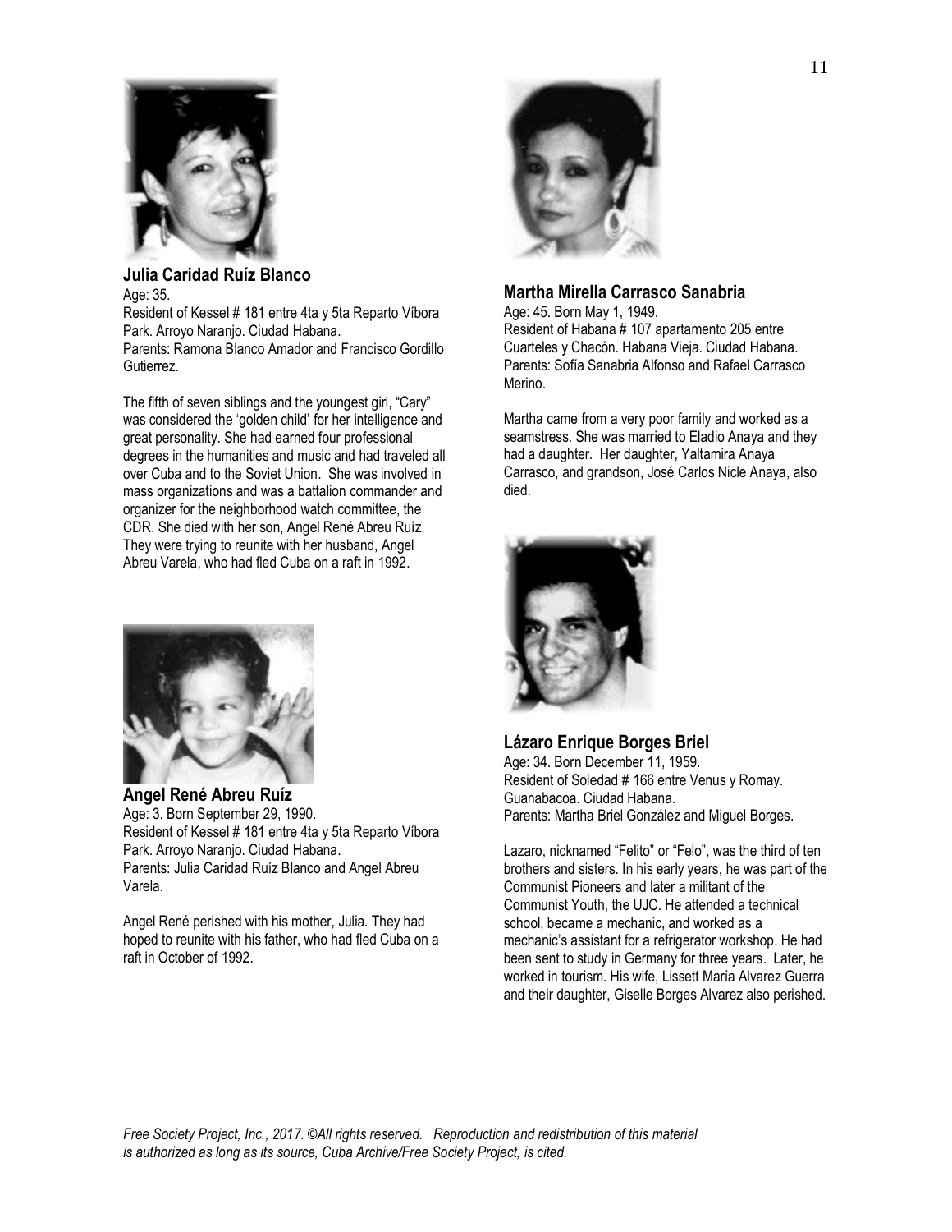### Julia Caridad Ruíz Blanco

Age: 35.
Resident of Kessel # 181 entre 4ta y 5ta Reparto Víbora Park. Arroyo Naranjo. Ciudad Habana.
Parents: Ramona Blanco Amador and Francisco Gordillo Gutierrez.

The fifth of seven siblings and the youngest girl, "Cary" was considered the 'golden child' for her intelligence and great personality. She had earned four professional degrees in the humanities and music and had traveled all over Cuba and to the Soviet Union. She was involved in mass organizations and was a battalion commander and organizer for the neighborhood watch committee, the CDR. She died with her son, Angel René Abreu Ruíz. They were trying to reunite with her husband, Angel Abreu Varela, who had fled Cuba on a raft in 1992.

### Angel René Abreu Ruíz

Age: 3. Born September 29, 1990.
Resident of Kessel # 181 entre 4ta y 5ta Reparto Víbora Park. Arroyo Naranjo. Ciudad Habana.
Parents: Julia Caridad Ruíz Blanco and Angel Abreu Varela.

Angel René perished with his mother, Julia. They had hoped to reunite with his father, who had fled Cuba on a raft in October of 1992.

### Martha Mirella Carrasco Sanabria

Age: 45. Born May 1, 1949.
Resident of Habana # 107 apartamento 205 entre Cuarteles y Chacón. Habana Vieja. Ciudad Habana.
Parents: Sofía Sanabria Alfonso and Rafael Carrasco Merino.

Martha came from a very poor family and worked as a seamstress. She was married to Eladio Anaya and they had a daughter. Her daughter, Yaltamira Anaya Carrasco, and grandson, José Carlos Nicle Anaya, also died.

### Lázaro Enrique Borges Briel

Age: 34. Born December 11, 1959.
Resident of Soledad # 166 entre Venus y Romay. Guanabacoa. Ciudad Habana.
Parents: Martha Briel González and Miguel Borges.

Lazaro, nicknamed "Felito" or "Felo", was the third of ten brothers and sisters. In his early years, he was part of the Communist Pioneers and later a militant of the Communist Youth, the UJC. He attended a technical school, became a mechanic, and worked as a mechanic's assistant for a refrigerator workshop. He had been sent to study in Germany for three years. Later, he worked in tourism. His wife, Lissett María Alvarez Guerra and their daughter, Giselle Borges Alvarez also perished.

*Free Society Project, Inc., 2017. ©All rights reserved. Reproduction and redistribution of this material is authorized as long as its source, Cuba Archive/Free Society Project, is cited.*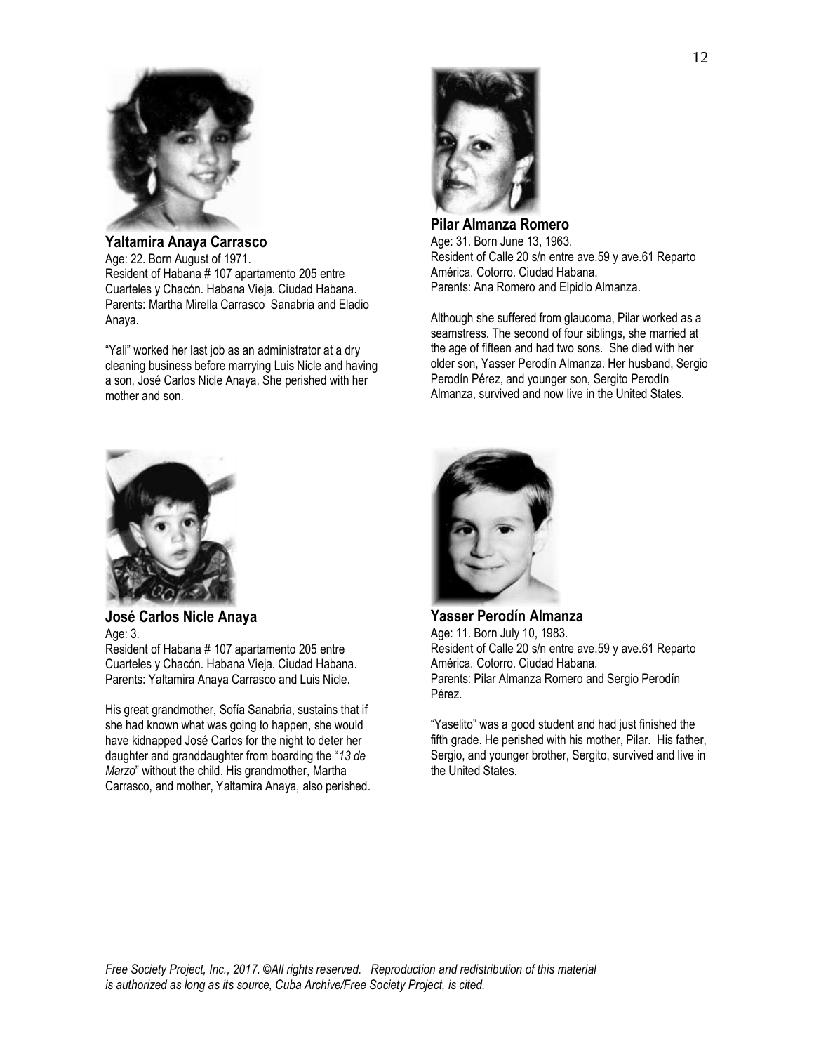### Yaltamira Anaya Carrasco

Age: 22. Born August of 1971.
Resident of Habana # 107 apartamento 205 entre Cuarteles y Chacón. Habana Vieja. Ciudad Habana.
Parents: Martha Mirella Carrasco Sanabria and Eladio Anaya.

"Yali" worked her last job as an administrator at a dry cleaning business before marrying Luis Nicle and having a son, José Carlos Nicle Anaya. She perished with her mother and son.

### Pilar Almanza Romero

Age: 31. Born June 13, 1963.
Resident of Calle 20 s/n entre ave.59 y ave.61 Reparto América. Cotorro. Ciudad Habana.
Parents: Ana Romero and Elpidio Almanza.

Although she suffered from glaucoma, Pilar worked as a seamstress. The second of four siblings, she married at the age of fifteen and had two sons. She died with her older son, Yasser Perodín Almanza. Her husband, Sergio Perodín Pérez, and younger son, Sergito Perodín Almanza, survived and now live in the United States.

### José Carlos Nicle Anaya

Age: 3.
Resident of Habana # 107 apartamento 205 entre Cuarteles y Chacón. Habana Vieja. Ciudad Habana.
Parents: Yaltamira Anaya Carrasco and Luis Nicle.

His great grandmother, Sofía Sanabria, sustains that if she had known what was going to happen, she would have kidnapped José Carlos for the night to deter her daughter and granddaughter from boarding the "*13 de Marzo*" without the child. His grandmother, Martha Carrasco, and mother, Yaltamira Anaya, also perished.

### Yasser Perodín Almanza

Age: 11. Born July 10, 1983.
Resident of Calle 20 s/n entre ave.59 y ave.61 Reparto América. Cotorro. Ciudad Habana.
Parents: Pilar Almanza Romero and Sergio Perodín Pérez.

"Yaselito" was a good student and had just finished the fifth grade. He perished with his mother, Pilar. His father, Sergio, and younger brother, Sergito, survived and live in the United States.

*Free Society Project, Inc., 2017. ©All rights reserved. Reproduction and redistribution of this material is authorized as long as its source, Cuba Archive/Free Society Project, is cited.*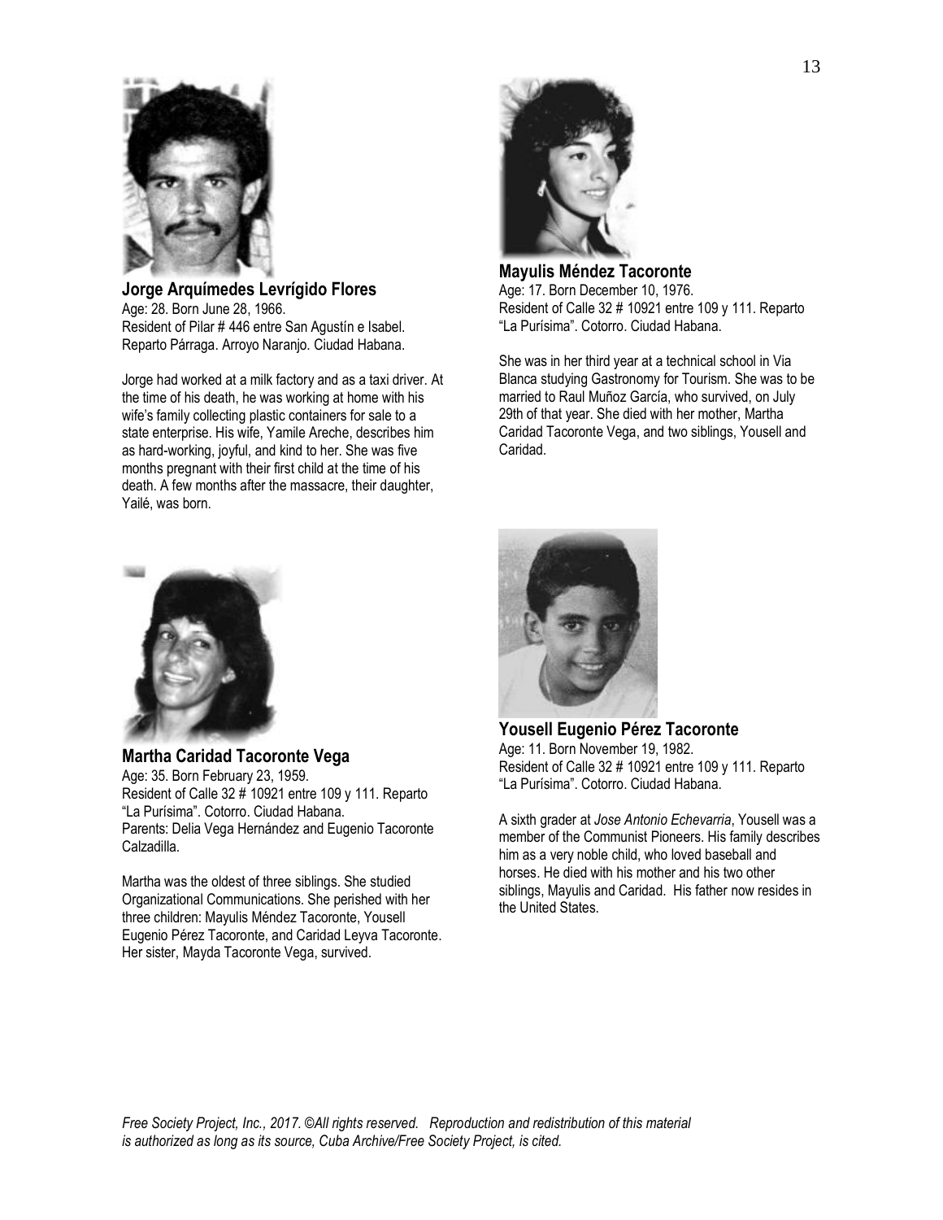**Jorge Arquímedes Levrígido Flores**
Age: 28. Born June 28, 1966.
Resident of Pilar # 446 entre San Agustín e Isabel. Reparto Párraga. Arroyo Naranjo. Ciudad Habana.

Jorge had worked at a milk factory and as a taxi driver. At the time of his death, he was working at home with his wife's family collecting plastic containers for sale to a state enterprise. His wife, Yamile Areche, describes him as hard-working, joyful, and kind to her. She was five months pregnant with their first child at the time of his death. A few months after the massacre, their daughter, Yailé, was born.

**Mayulis Méndez Tacoronte**
Age: 17. Born December 10, 1976.
Resident of Calle 32 # 10921 entre 109 y 111. Reparto "La Purísima". Cotorro. Ciudad Habana.

She was in her third year at a technical school in Via Blanca studying Gastronomy for Tourism. She was to be married to Raul Muñoz García, who survived, on July 29th of that year. She died with her mother, Martha Caridad Tacoronte Vega, and two siblings, Yousell and Caridad.

**Martha Caridad Tacoronte Vega**
Age: 35. Born February 23, 1959.
Resident of Calle 32 # 10921 entre 109 y 111. Reparto "La Purísima". Cotorro. Ciudad Habana.
Parents: Delia Vega Hernández and Eugenio Tacoronte Calzadilla.

Martha was the oldest of three siblings. She studied Organizational Communications. She perished with her three children: Mayulis Méndez Tacoronte, Yousell Eugenio Pérez Tacoronte, and Caridad Leyva Tacoronte. Her sister, Mayda Tacoronte Vega, survived.

**Yousell Eugenio Pérez Tacoronte**
Age: 11. Born November 19, 1982.
Resident of Calle 32 # 10921 entre 109 y 111. Reparto "La Purísima". Cotorro. Ciudad Habana.

A sixth grader at *Jose Antonio Echevarria*, Yousell was a member of the Communist Pioneers. His family describes him as a very noble child, who loved baseball and horses. He died with his mother and his two other siblings, Mayulis and Caridad. His father now resides in the United States.

*Free Society Project, Inc., 2017. ©All rights reserved. Reproduction and redistribution of this material is authorized as long as its source, Cuba Archive/Free Society Project, is cited.*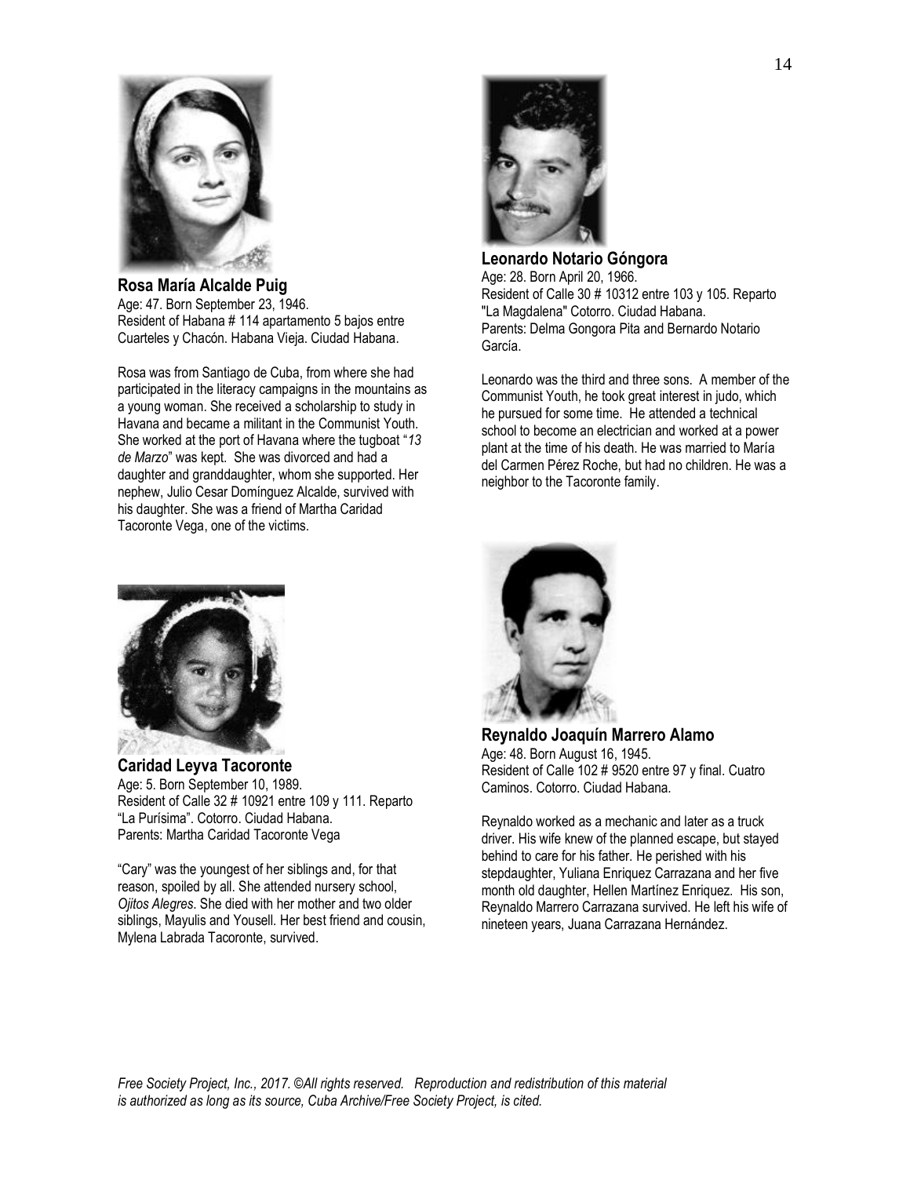### Rosa María Alcalde Puig

Age: 47. Born September 23, 1946.
Resident of Habana # 114 apartamento 5 bajos entre Cuarteles y Chacón. Habana Vieja. Ciudad Habana.

Rosa was from Santiago de Cuba, from where she had participated in the literacy campaigns in the mountains as a young woman. She received a scholarship to study in Havana and became a militant in the Communist Youth. She worked at the port of Havana where the tugboat "*13 de Marzo*" was kept. She was divorced and had a daughter and granddaughter, whom she supported. Her nephew, Julio Cesar Domínguez Alcalde, survived with his daughter. She was a friend of Martha Caridad Tacoronte Vega, one of the victims.

### Leonardo Notario Góngora

Age: 28. Born April 20, 1966.
Resident of Calle 30 # 10312 entre 103 y 105. Reparto "La Magdalena" Cotorro. Ciudad Habana.
Parents: Delma Gongora Pita and Bernardo Notario García.

Leonardo was the third and three sons. A member of the Communist Youth, he took great interest in judo, which he pursued for some time. He attended a technical school to become an electrician and worked at a power plant at the time of his death. He was married to María del Carmen Pérez Roche, but had no children. He was a neighbor to the Tacoronte family.

### Caridad Leyva Tacoronte

Age: 5. Born September 10, 1989.
Resident of Calle 32 # 10921 entre 109 y 111. Reparto "La Purísima". Cotorro. Ciudad Habana.
Parents: Martha Caridad Tacoronte Vega

"Cary" was the youngest of her siblings and, for that reason, spoiled by all. She attended nursery school, *Ojitos Alegres*. She died with her mother and two older siblings, Mayulis and Yousell. Her best friend and cousin, Mylena Labrada Tacoronte, survived.

### Reynaldo Joaquín Marrero Alamo

Age: 48. Born August 16, 1945.
Resident of Calle 102 # 9520 entre 97 y final. Cuatro Caminos. Cotorro. Ciudad Habana.

Reynaldo worked as a mechanic and later as a truck driver. His wife knew of the planned escape, but stayed behind to care for his father. He perished with his stepdaughter, Yuliana Enriquez Carrazana and her five month old daughter, Hellen Martínez Enriquez. His son, Reynaldo Marrero Carrazana survived. He left his wife of nineteen years, Juana Carrazana Hernández.

*Free Society Project, Inc., 2017. ©All rights reserved. Reproduction and redistribution of this material is authorized as long as its source, Cuba Archive/Free Society Project, is cited.*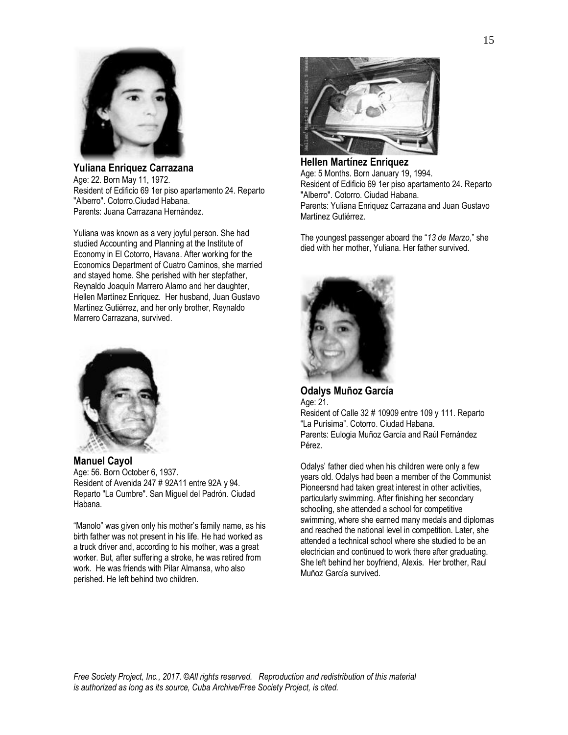**Yuliana Enriquez Carrazana**
Age: 22. Born May 11, 1972.
Resident of Edificio 69 1er piso apartamento 24. Reparto "Alberro". Cotorro.Ciudad Habana.
Parents: Juana Carrazana Hernández.

Yuliana was known as a very joyful person. She had studied Accounting and Planning at the Institute of Economy in El Cotorro, Havana. After working for the Economics Department of Cuatro Caminos, she married and stayed home. She perished with her stepfather, Reynaldo Joaquín Marrero Alamo and her daughter, Hellen Martínez Enriquez. Her husband, Juan Gustavo Martínez Gutiérrez, and her only brother, Reynaldo Marrero Carrazana, survived.

**Manuel Cayol**
Age: 56. Born October 6, 1937.
Resident of Avenida 247 # 92A11 entre 92A y 94. Reparto "La Cumbre". San Miguel del Padrón. Ciudad Habana.

"Manolo" was given only his mother's family name, as his birth father was not present in his life. He had worked as a truck driver and, according to his mother, was a great worker. But, after suffering a stroke, he was retired from work. He was friends with Pilar Almansa, who also perished. He left behind two children.

**Hellen Martínez Enriquez**
Age: 5 Months. Born January 19, 1994.
Resident of Edificio 69 1er piso apartamento 24. Reparto "Alberro". Cotorro. Ciudad Habana.
Parents: Yuliana Enriquez Carrazana and Juan Gustavo Martínez Gutiérrez.

The youngest passenger aboard the "*13 de Marzo,*" she died with her mother, Yuliana. Her father survived.

**Odalys Muñoz García**
Age: 21.
Resident of Calle 32 # 10909 entre 109 y 111. Reparto "La Purísima". Cotorro. Ciudad Habana.
Parents: Eulogia Muñoz García and Raúl Fernández Pérez.

Odalys' father died when his children were only a few years old. Odalys had been a member of the Communist Pioneersnd had taken great interest in other activities, particularly swimming. After finishing her secondary schooling, she attended a school for competitive swimming, where she earned many medals and diplomas and reached the national level in competition. Later, she attended a technical school where she studied to be an electrician and continued to work there after graduating. She left behind her boyfriend, Alexis. Her brother, Raul Muñoz García survived.

*Free Society Project, Inc., 2017. ©All rights reserved. Reproduction and redistribution of this material is authorized as long as its source, Cuba Archive/Free Society Project, is cited.*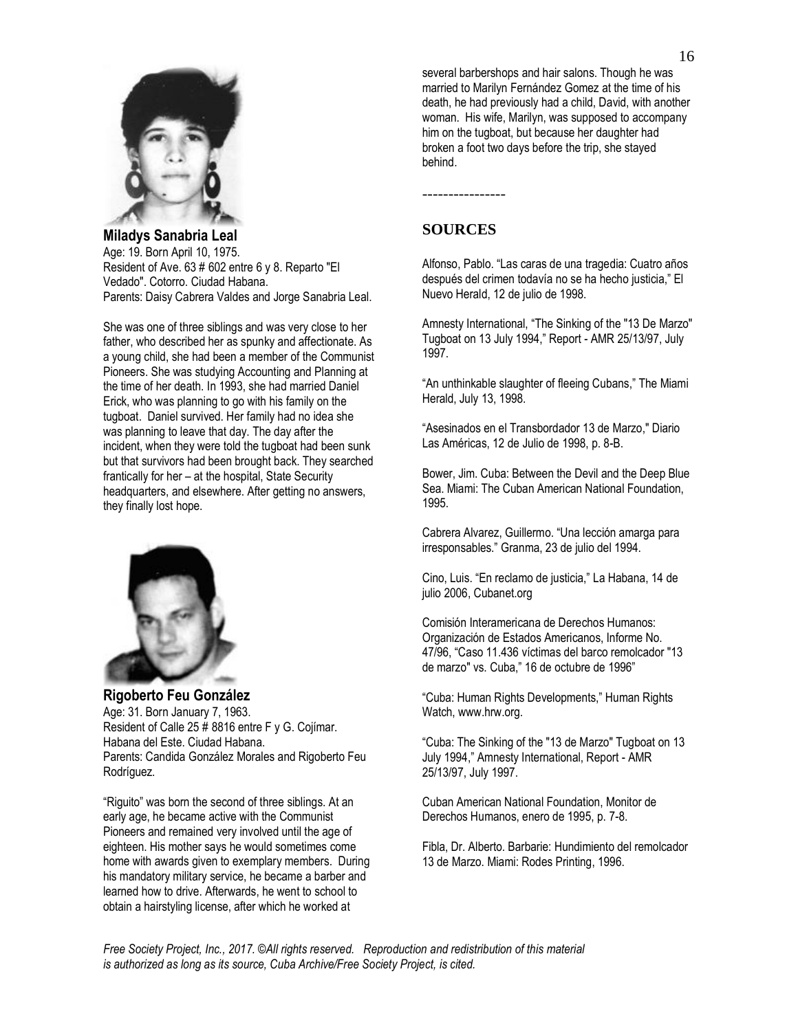**Miladys Sanabria Leal**
Age: 19. Born April 10, 1975.
Resident of Ave. 63 # 602 entre 6 y 8. Reparto "El Vedado". Cotorro. Ciudad Habana.
Parents: Daisy Cabrera Valdes and Jorge Sanabria Leal.

She was one of three siblings and was very close to her father, who described her as spunky and affectionate. As a young child, she had been a member of the Communist Pioneers. She was studying Accounting and Planning at the time of her death. In 1993, she had married Daniel Erick, who was planning to go with his family on the tugboat. Daniel survived. Her family had no idea she was planning to leave that day. The day after the incident, when they were told the tugboat had been sunk but that survivors had been brought back. They searched frantically for her – at the hospital, State Security headquarters, and elsewhere. After getting no answers, they finally lost hope.

**Rigoberto Feu González**
Age: 31. Born January 7, 1963.
Resident of Calle 25 # 8816 entre F y G. Cojímar. Habana del Este. Ciudad Habana.
Parents: Candida González Morales and Rigoberto Feu Rodríguez.

"Riguito" was born the second of three siblings. At an early age, he became active with the Communist Pioneers and remained very involved until the age of eighteen. His mother says he would sometimes come home with awards given to exemplary members. During his mandatory military service, he became a barber and learned how to drive. Afterwards, he went to school to obtain a hairstyling license, after which he worked at several barbershops and hair salons. Though he was married to Marilyn Fernández Gomez at the time of his death, he had previously had a child, David, with another woman. His wife, Marilyn, was supposed to accompany him on the tugboat, but because her daughter had broken a foot two days before the trip, she stayed behind.

----------------

## SOURCES

Alfonso, Pablo. "Las caras de una tragedia: Cuatro años después del crimen todavía no se ha hecho justicia," El Nuevo Herald, 12 de julio de 1998.

Amnesty International, "The Sinking of the "13 De Marzo" Tugboat on 13 July 1994," Report - AMR 25/13/97, July 1997.

"An unthinkable slaughter of fleeing Cubans," The Miami Herald, July 13, 1998.

"Asesinados en el Transbordador 13 de Marzo," Diario Las Américas, 12 de Julio de 1998, p. 8-B.

Bower, Jim. Cuba: Between the Devil and the Deep Blue Sea. Miami: The Cuban American National Foundation, 1995.

Cabrera Alvarez, Guillermo. "Una lección amarga para irresponsables." Granma, 23 de julio del 1994.

Cino, Luis. "En reclamo de justicia," La Habana, 14 de julio 2006, Cubanet.org

Comisión Interamericana de Derechos Humanos: Organización de Estados Americanos, Informe No. 47/96, "Caso 11.436 víctimas del barco remolcador "13 de marzo" vs. Cuba," 16 de octubre de 1996"

"Cuba: Human Rights Developments," Human Rights Watch, www.hrw.org.

"Cuba: The Sinking of the "13 de Marzo" Tugboat on 13 July 1994," Amnesty International, Report - AMR 25/13/97, July 1997.

Cuban American National Foundation, Monitor de Derechos Humanos, enero de 1995, p. 7-8.

Fibla, Dr. Alberto. Barbarie: Hundimiento del remolcador 13 de Marzo. Miami: Rodes Printing, 1996.

*Free Society Project, Inc., 2017. ©All rights reserved. Reproduction and redistribution of this material is authorized as long as its source, Cuba Archive/Free Society Project, is cited.*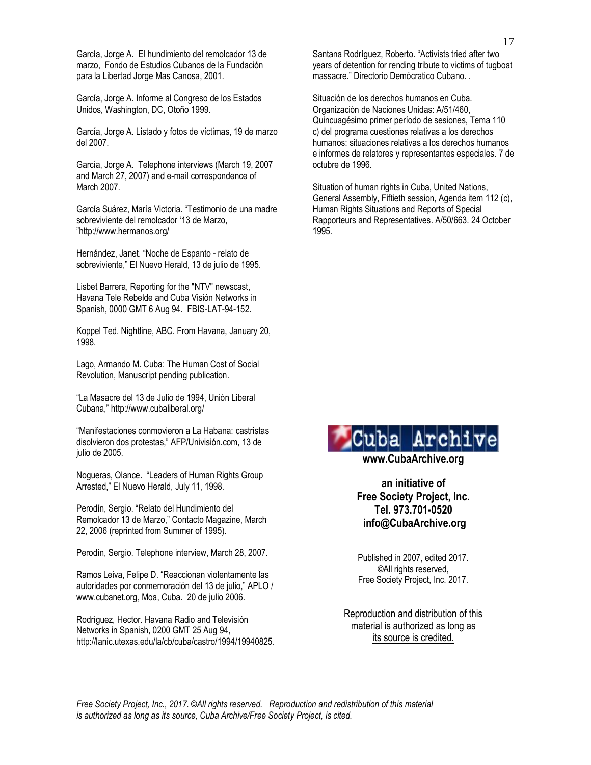García, Jorge A. El hundimiento del remolcador 13 de marzo, Fondo de Estudios Cubanos de la Fundación para la Libertad Jorge Mas Canosa, 2001.

García, Jorge A. Informe al Congreso de los Estados Unidos, Washington, DC, Otoño 1999.

García, Jorge A. Listado y fotos de víctimas, 19 de marzo del 2007.

García, Jorge A. Telephone interviews (March 19, 2007 and March 27, 2007) and e-mail correspondence of March 2007.

García Suárez, María Victoria. "Testimonio de una madre sobreviviente del remolcador '13 de Marzo, "http://www.hermanos.org/

Hernández, Janet. "Noche de Espanto - relato de sobreviviente," El Nuevo Herald, 13 de julio de 1995.

Lisbet Barrera, Reporting for the "NTV" newscast, Havana Tele Rebelde and Cuba Visión Networks in Spanish, 0000 GMT 6 Aug 94. FBIS-LAT-94-152.

Koppel Ted. Nightline, ABC. From Havana, January 20, 1998.

Lago, Armando M. Cuba: The Human Cost of Social Revolution, Manuscript pending publication.

"La Masacre del 13 de Julio de 1994, Unión Liberal Cubana," http://www.cubaliberal.org/

"Manifestaciones conmovieron a La Habana: castristas disolvieron dos protestas," AFP/Univisión.com, 13 de julio de 2005.

Nogueras, Olance. "Leaders of Human Rights Group Arrested," El Nuevo Herald, July 11, 1998.

Perodín, Sergio. "Relato del Hundimiento del Remolcador 13 de Marzo," Contacto Magazine, March 22, 2006 (reprinted from Summer of 1995).

Perodín, Sergio. Telephone interview, March 28, 2007.

Ramos Leiva, Felipe D. "Reaccionan violentamente las autoridades por conmemoración del 13 de julio," APLO / www.cubanet.org, Moa, Cuba. 20 de julio 2006.

Rodríguez, Hector. Havana Radio and Televisión Networks in Spanish, 0200 GMT 25 Aug 94, http://lanic.utexas.edu/la/cb/cuba/castro/1994/19940825.

Santana Rodríguez, Roberto. "Activists tried after two years of detention for rending tribute to victims of tugboat massacre." Directorio Demócratico Cubano. .

Situación de los derechos humanos en Cuba. Organización de Naciones Unidas: A/51/460, Quincuagésimo primer período de sesiones, Tema 110 c) del programa cuestiones relativas a los derechos humanos: situaciones relativas a los derechos humanos e informes de relatores y representantes especiales. 7 de octubre de 1996.

Situation of human rights in Cuba, United Nations, General Assembly, Fiftieth session, Agenda item 112 (c), Human Rights Situations and Reports of Special Rapporteurs and Representatives. A/50/663. 24 October 1995.

Cuba Archive

**www.CubaArchive.org**

**an initiative of**
**Free Society Project, Inc.**
**Tel. 973.701-0520**
**info@CubaArchive.org**

Published in 2007, edited 2017.
©All rights reserved,
Free Society Project, Inc. 2017.

Reproduction and distribution of this material is authorized as long as its source is credited.

*Free Society Project, Inc., 2017. ©All rights reserved. Reproduction and redistribution of this material is authorized as long as its source, Cuba Archive/Free Society Project, is cited.*